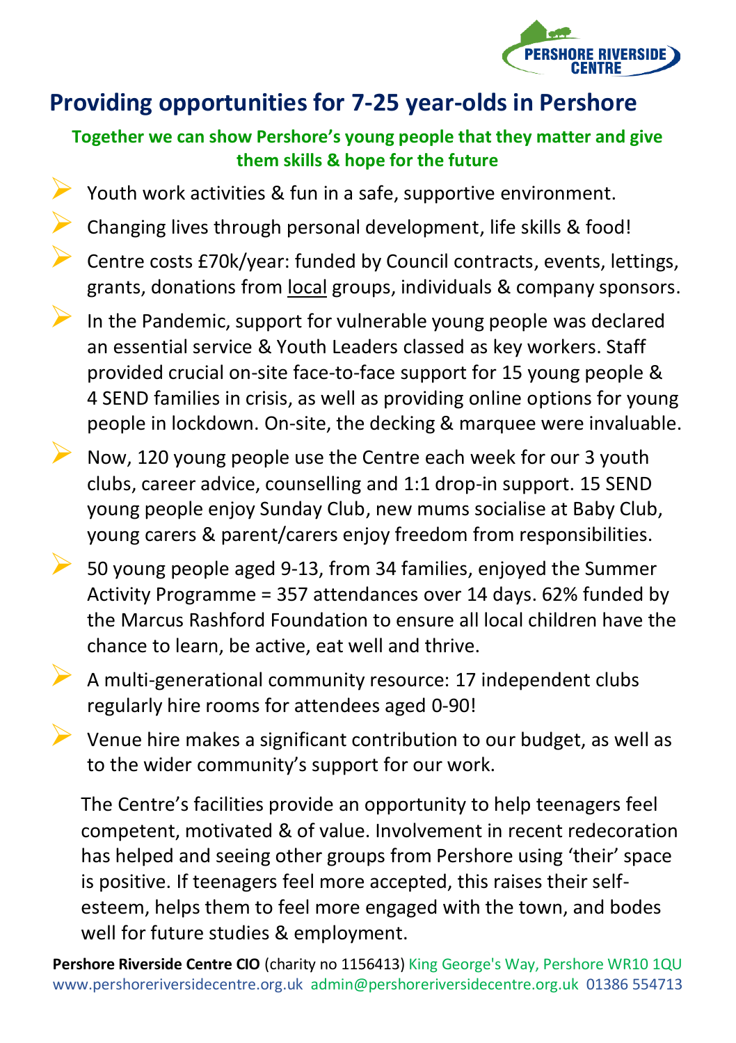PERSHORE RIVERSIDE CENTRE

# Providing opportunities for 7-25 year-olds in Pershore

**Together we can show Pershore's young people that they matter and give them skills & hope for the future**

- Youth work activities & fun in a safe, supportive environment.
- Changing lives through personal development, life skills & food!
- Centre costs £70k/year: funded by Council contracts, events, lettings, grants, donations from local groups, individuals & company sponsors.
- In the Pandemic, support for vulnerable young people was declared an essential service & Youth Leaders classed as key workers. Staff provided crucial on-site face-to-face support for 15 young people & 4 SEND families in crisis, as well as providing online options for young people in lockdown. On-site, the decking & marquee were invaluable.
- Now, 120 young people use the Centre each week for our 3 youth clubs, career advice, counselling and 1:1 drop-in support. 15 SEND young people enjoy Sunday Club, new mums socialise at Baby Club, young carers & parent/carers enjoy freedom from responsibilities.
- 50 young people aged 9-13, from 34 families, enjoyed the Summer Activity Programme = 357 attendances over 14 days. 62% funded by the Marcus Rashford Foundation to ensure all local children have the chance to learn, be active, eat well and thrive.
- A multi-generational community resource: 17 independent clubs regularly hire rooms for attendees aged 0-90!
- Venue hire makes a significant contribution to our budget, as well as to the wider community's support for our work.

The Centre's facilities provide an opportunity to help teenagers feel competent, motivated & of value. Involvement in recent redecoration has helped and seeing other groups from Pershore using 'their' space is positive. If teenagers feel more accepted, this raises their self-esteem, helps them to feel more engaged with the town, and bodes well for future studies & employment.

**Pershore Riverside Centre CIO** (charity no 1156413) King George's Way, Pershore WR10 1QU
www.pershoreriversidecentre.org.uk admin@pershoreriversidecentre.org.uk 01386 554713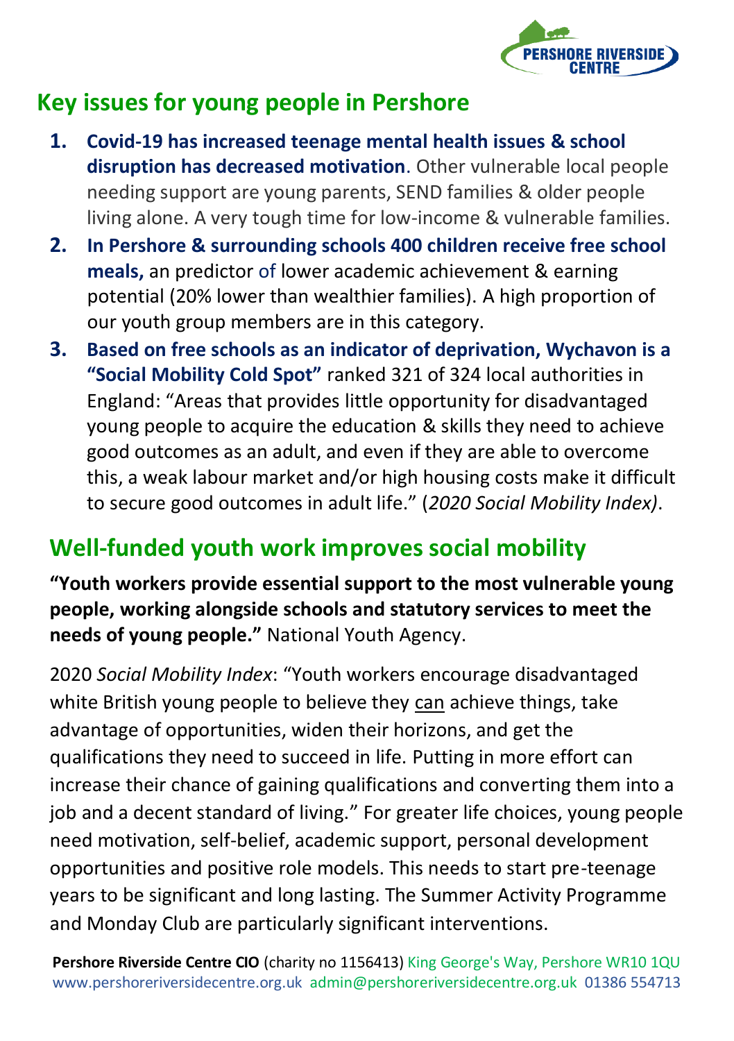## Key issues for young people in Pershore

1. **Covid-19 has increased teenage mental health issues & school disruption has decreased motivation**. Other vulnerable local people needing support are young parents, SEND families & older people living alone. A very tough time for low-income & vulnerable families.
2. **In Pershore & surrounding schools 400 children receive free school meals,** an predictor of lower academic achievement & earning potential (20% lower than wealthier families). A high proportion of our youth group members are in this category.
3. **Based on free schools as an indicator of deprivation, Wychavon is a "Social Mobility Cold Spot"** ranked 321 of 324 local authorities in England: "Areas that provides little opportunity for disadvantaged young people to acquire the education & skills they need to achieve good outcomes as an adult, and even if they are able to overcome this, a weak labour market and/or high housing costs make it difficult to secure good outcomes in adult life." (*2020 Social Mobility Index)*.

## Well-funded youth work improves social mobility

**"Youth workers provide essential support to the most vulnerable young people, working alongside schools and statutory services to meet the needs of young people."** National Youth Agency.

2020 *Social Mobility Index*: "Youth workers encourage disadvantaged white British young people to believe they can achieve things, take advantage of opportunities, widen their horizons, and get the qualifications they need to succeed in life. Putting in more effort can increase their chance of gaining qualifications and converting them into a job and a decent standard of living." For greater life choices, young people need motivation, self-belief, academic support, personal development opportunities and positive role models. This needs to start pre-teenage years to be significant and long lasting. The Summer Activity Programme and Monday Club are particularly significant interventions.

**Pershore Riverside Centre CIO** (charity no 1156413) King George's Way, Pershore WR10 1QU
www.pershoreriversidecentre.org.uk admin@pershoreriversidecentre.org.uk 01386 554713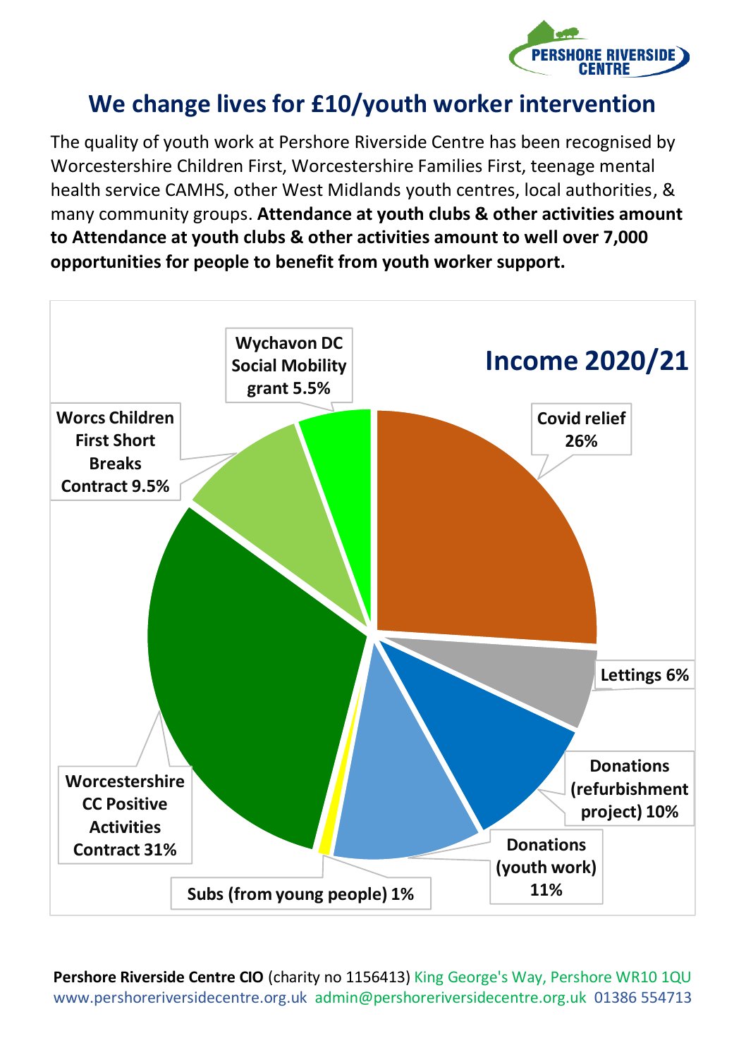## We change lives for £10/youth worker intervention

The quality of youth work at Pershore Riverside Centre has been recognised by Worcestershire Children First, Worcestershire Families First, teenage mental health service CAMHS, other West Midlands youth centres, local authorities, & many community groups. **Attendance at youth clubs & other activities amount to Attendance at youth clubs & other activities amount to well over 7,000 opportunities for people to benefit from youth worker support.**

### Income 2020/21

| Source | Share |
|---|---|
| Covid relief | 26% |
| Lettings | 6% |
| Donations (refurbishment project) | 10% |
| Donations (youth work) | 11% |
| Subs (from young people) | 1% |
| Worcestershire CC Positive Activities Contract | 31% |
| Worcs Children First Short Breaks Contract | 9.5% |
| Wychavon DC Social Mobility grant | 5.5% |

**Pershore Riverside Centre CIO** (charity no 1156413) King George's Way, Pershore WR10 1QU
www.pershoreriversidecentre.org.uk admin@pershoreriversidecentre.org.uk 01386 554713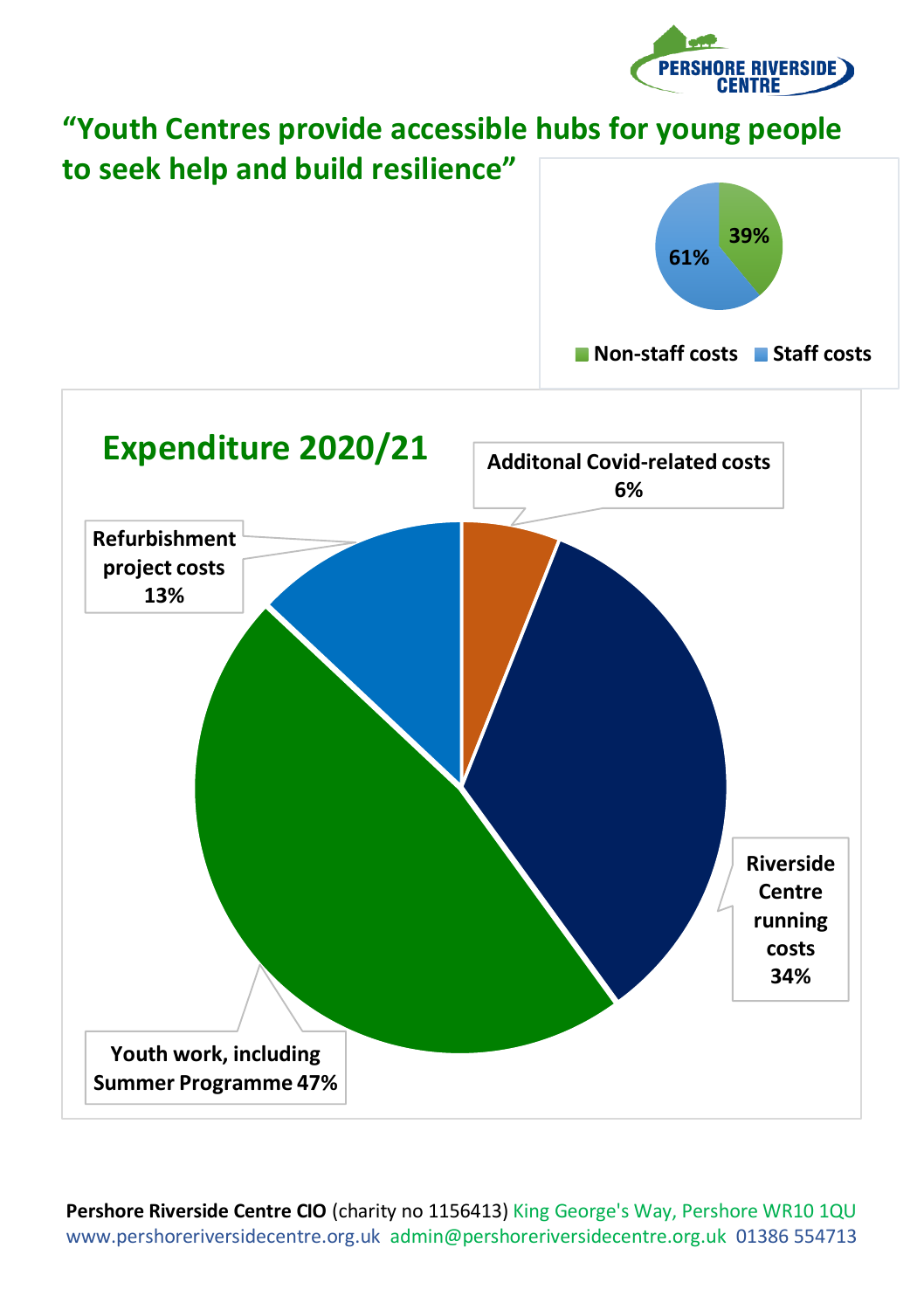# "Youth Centres provide accessible hubs for young people to seek help and build resilience"

- Non-staff costs: 39%
- Staff costs: 61%

## Expenditure 2020/21

- Additonal Covid-related costs 6%
- Riverside Centre running costs 34%
- Youth work, including Summer Programme 47%
- Refurbishment project costs 13%

**Pershore Riverside Centre CIO** (charity no 1156413) King George's Way, Pershore WR10 1QU
www.pershoreriversidecentre.org.uk admin@pershoreriversidecentre.org.uk 01386 554713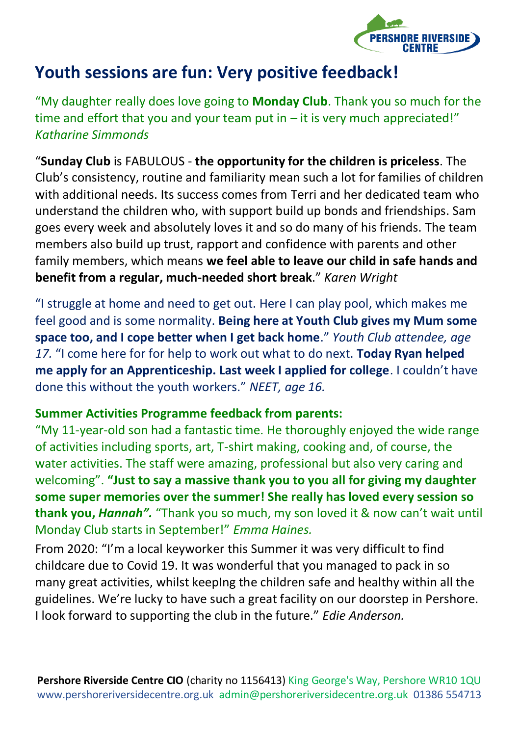# Youth sessions are fun: Very positive feedback!

"My daughter really does love going to **Monday Club**. Thank you so much for the time and effort that you and your team put in – it is very much appreciated!" *Katharine Simmonds*

"**Sunday Club** is FABULOUS - **the opportunity for the children is priceless**. The Club's consistency, routine and familiarity mean such a lot for families of children with additional needs. Its success comes from Terri and her dedicated team who understand the children who, with support build up bonds and friendships. Sam goes every week and absolutely loves it and so do many of his friends. The team members also build up trust, rapport and confidence with parents and other family members, which means **we feel able to leave our child in safe hands and benefit from a regular, much-needed short break**." *Karen Wright*

"I struggle at home and need to get out. Here I can play pool, which makes me feel good and is some normality. **Being here at Youth Club gives my Mum some space too, and I cope better when I get back home**." *Youth Club attendee, age 17.* "I come here for for help to work out what to do next. **Today Ryan helped me apply for an Apprenticeship. Last week I applied for college**. I couldn't have done this without the youth workers." *NEET, age 16.*

**Summer Activities Programme feedback from parents:**

"My 11-year-old son had a fantastic time. He thoroughly enjoyed the wide range of activities including sports, art, T-shirt making, cooking and, of course, the water activities. The staff were amazing, professional but also very caring and welcoming". **"Just to say a massive thank you to you all for giving my daughter some super memories over the summer! She really has loved every session so thank you, *Hannah".*** "Thank you so much, my son loved it & now can't wait until Monday Club starts in September!" *Emma Haines.*

From 2020: "I'm a local keyworker this Summer it was very difficult to find childcare due to Covid 19. It was wonderful that you managed to pack in so many great activities, whilst keepIng the children safe and healthy within all the guidelines. We're lucky to have such a great facility on our doorstep in Pershore. I look forward to supporting the club in the future." *Edie Anderson.*

**Pershore Riverside Centre CIO** (charity no 1156413) King George's Way, Pershore WR10 1QU
www.pershoreriversidecentre.org.uk admin@pershoreriversidecentre.org.uk 01386 554713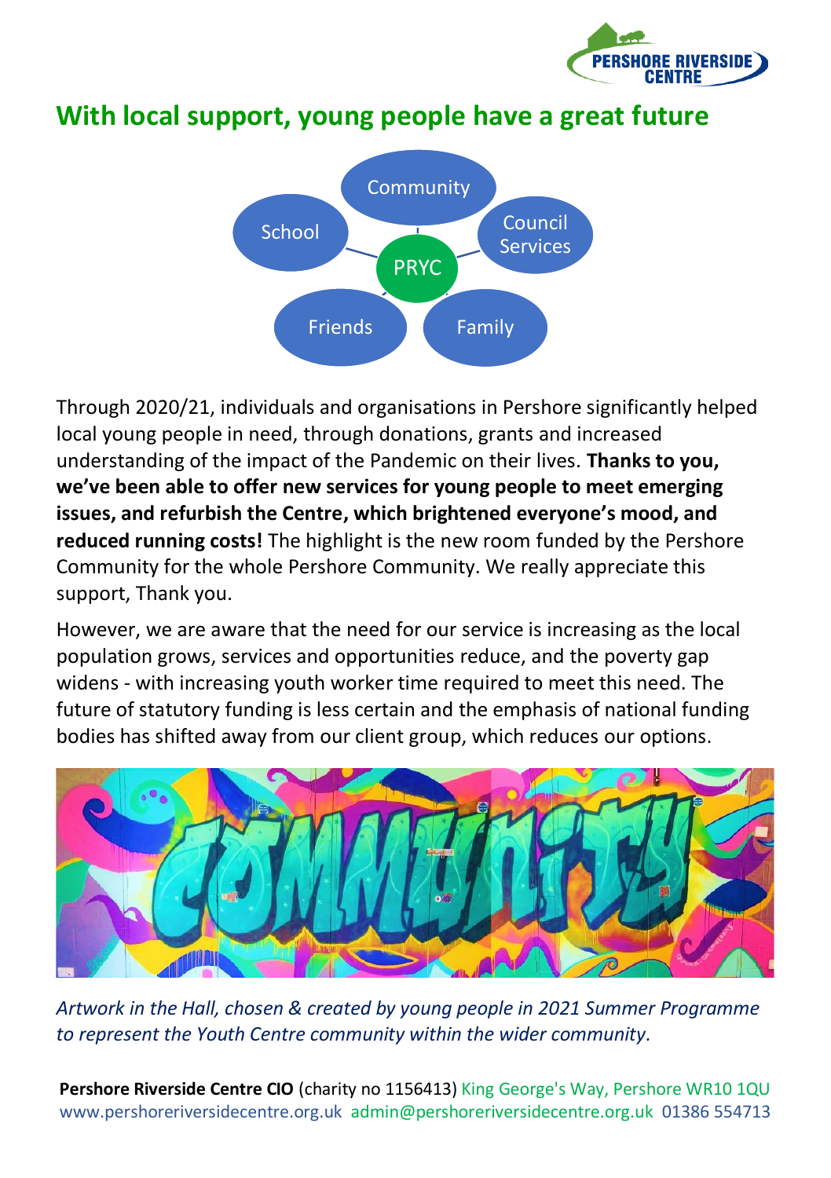PERSHORE RIVERSIDE CENTRE

# With local support, young people have a great future

Community
School
Council Services
PRYC
Friends
Family

Through 2020/21, individuals and organisations in Pershore significantly helped local young people in need, through donations, grants and increased understanding of the impact of the Pandemic on their lives. **Thanks to you, we've been able to offer new services for young people to meet emerging issues, and refurbish the Centre, which brightened everyone's mood, and reduced running costs!** The highlight is the new room funded by the Pershore Community for the whole Pershore Community. We really appreciate this support, Thank you.

However, we are aware that the need for our service is increasing as the local population grows, services and opportunities reduce, and the poverty gap widens - with increasing youth worker time required to meet this need. The future of statutory funding is less certain and the emphasis of national funding bodies has shifted away from our client group, which reduces our options.

*Artwork in the Hall, chosen & created by young people in 2021 Summer Programme to represent the Youth Centre community within the wider community.*

**Pershore Riverside Centre CIO** (charity no 1156413) King George's Way, Pershore WR10 1QU
www.pershoreriversidecentre.org.uk admin@pershoreriversidecentre.org.uk 01386 554713